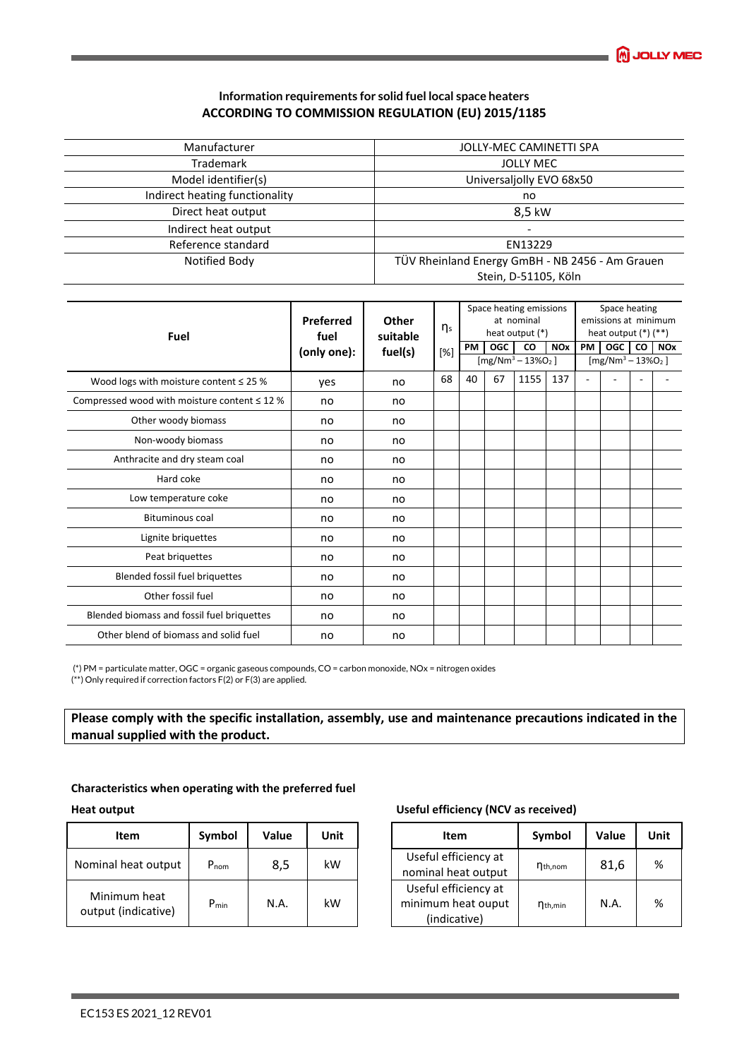**Information requirements for solid fuel local space heaters**
**ACCORDING TO COMMISSION REGULATION (EU) 2015/1185**

| | |
|---|---|
| Manufacturer | JOLLY-MEC CAMINETTI SPA |
| Trademark | JOLLY MEC |
| Model identifier(s) | Universaljolly EVO 68x50 |
| Indirect heating functionality | no |
| Direct heat output | 8,5 kW |
| Indirect heat output | - |
| Reference standard | EN13229 |
| Notified Body | TÜV Rheinland Energy GmbH - NB 2456 - Am Grauen Stein, D-51105, Köln |

| Fuel | Preferred fuel (only one): | Other suitable fuel(s) | $\eta_s$ [%] | Space heating emissions at nominal heat output (*) [mg/Nm³ – 13%O₂] | | | | Space heating emissions at minimum heat output (*) (**) [mg/Nm³ – 13%O₂] | | | |
|---|---|---|---|---|---|---|---|---|---|---|---|
| | | | | PM | OGC | CO | NOx | PM | OGC | CO | NOx |
| Wood logs with moisture content ≤ 25 % | yes | no | 68 | 40 | 67 | 1155 | 137 | - | - | - | - |
| Compressed wood with moisture content ≤ 12 % | no | no | | | | | | | | | |
| Other woody biomass | no | no | | | | | | | | | |
| Non-woody biomass | no | no | | | | | | | | | |
| Anthracite and dry steam coal | no | no | | | | | | | | | |
| Hard coke | no | no | | | | | | | | | |
| Low temperature coke | no | no | | | | | | | | | |
| Bituminous coal | no | no | | | | | | | | | |
| Lignite briquettes | no | no | | | | | | | | | |
| Peat briquettes | no | no | | | | | | | | | |
| Blended fossil fuel briquettes | no | no | | | | | | | | | |
| Other fossil fuel | no | no | | | | | | | | | |
| Blended biomass and fossil fuel briquettes | no | no | | | | | | | | | |
| Other blend of biomass and solid fuel | no | no | | | | | | | | | |

(*) PM = particulate matter, OGC = organic gaseous compounds, CO = carbon monoxide, NOx = nitrogen oxides
(**) Only required if correction factors F(2) or F(3) are applied.

**Please comply with the specific installation, assembly, use and maintenance precautions indicated in the manual supplied with the product.**

**Characteristics when operating with the preferred fuel**

**Heat output**

| Item | Symbol | Value | Unit |
|---|---|---|---|
| Nominal heat output | $P_{nom}$ | 8,5 | kW |
| Minimum heat output (indicative) | $P_{min}$ | N.A. | kW |

**Useful efficiency (NCV as received)**

| Item | Symbol | Value | Unit |
|---|---|---|---|
| Useful efficiency at nominal heat output | $\eta_{th,nom}$ | 81,6 | % |
| Useful efficiency at minimum heat ouput (indicative) | $\eta_{th,min}$ | N.A. | % |

EC153 ES 2021_12 REV01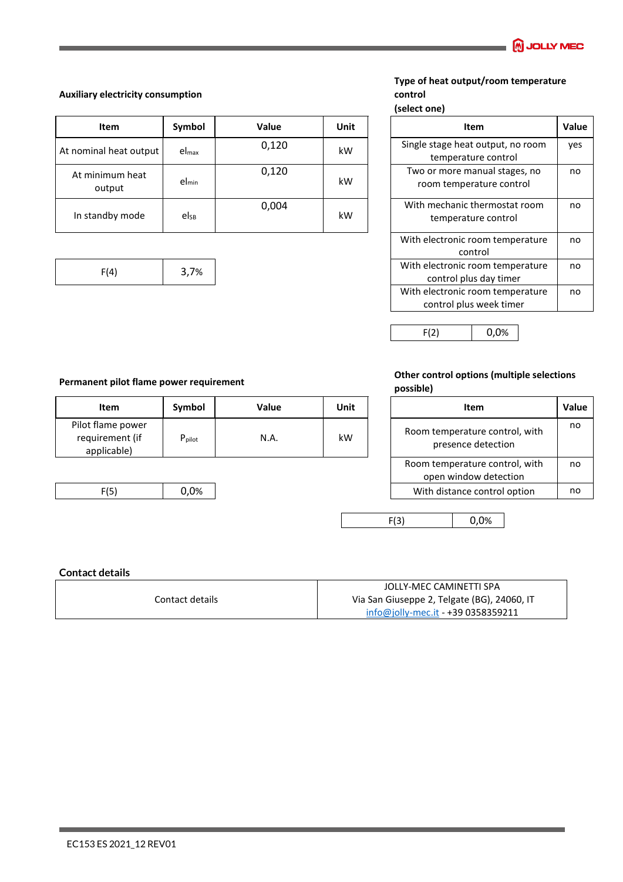### Auxiliary electricity consumption

| Item | Symbol | Value | Unit |
| --- | --- | --- | --- |
| At nominal heat output | $el_{max}$ | 0,120 | kW |
| At minimum heat output | $el_{min}$ | 0,120 | kW |
| In standby mode | $el_{SB}$ | 0,004 | kW |

| | |
| --- | --- |
| F(4) | 3,7% |

### Type of heat output/room temperature control (select one)

| Item | Value |
| --- | --- |
| Single stage heat output, no room temperature control | yes |
| Two or more manual stages, no room temperature control | no |
| With mechanic thermostat room temperature control | no |
| With electronic room temperature control | no |
| With electronic room temperature control plus day timer | no |
| With electronic room temperature control plus week timer | no |

| | |
| --- | --- |
| F(2) | 0,0% |

### Permanent pilot flame power requirement

| Item | Symbol | Value | Unit |
| --- | --- | --- | --- |
| Pilot flame power requirement (if applicable) | $P_{pilot}$ | N.A. | kW |

| | |
| --- | --- |
| F(5) | 0,0% |

### Other control options (multiple selections possible)

| Item | Value |
| --- | --- |
| Room temperature control, with presence detection | no |
| Room temperature control, with open window detection | no |
| With distance control option | no |

| | |
| --- | --- |
| F(3) | 0,0% |

### Contact details

| | |
| --- | --- |
| Contact details | JOLLY-MEC CAMINETTI SPA<br>Via San Giuseppe 2, Telgate (BG), 24060, IT<br>info@jolly-mec.it - +39 0358359211 |

EC153 ES 2021_12 REV01